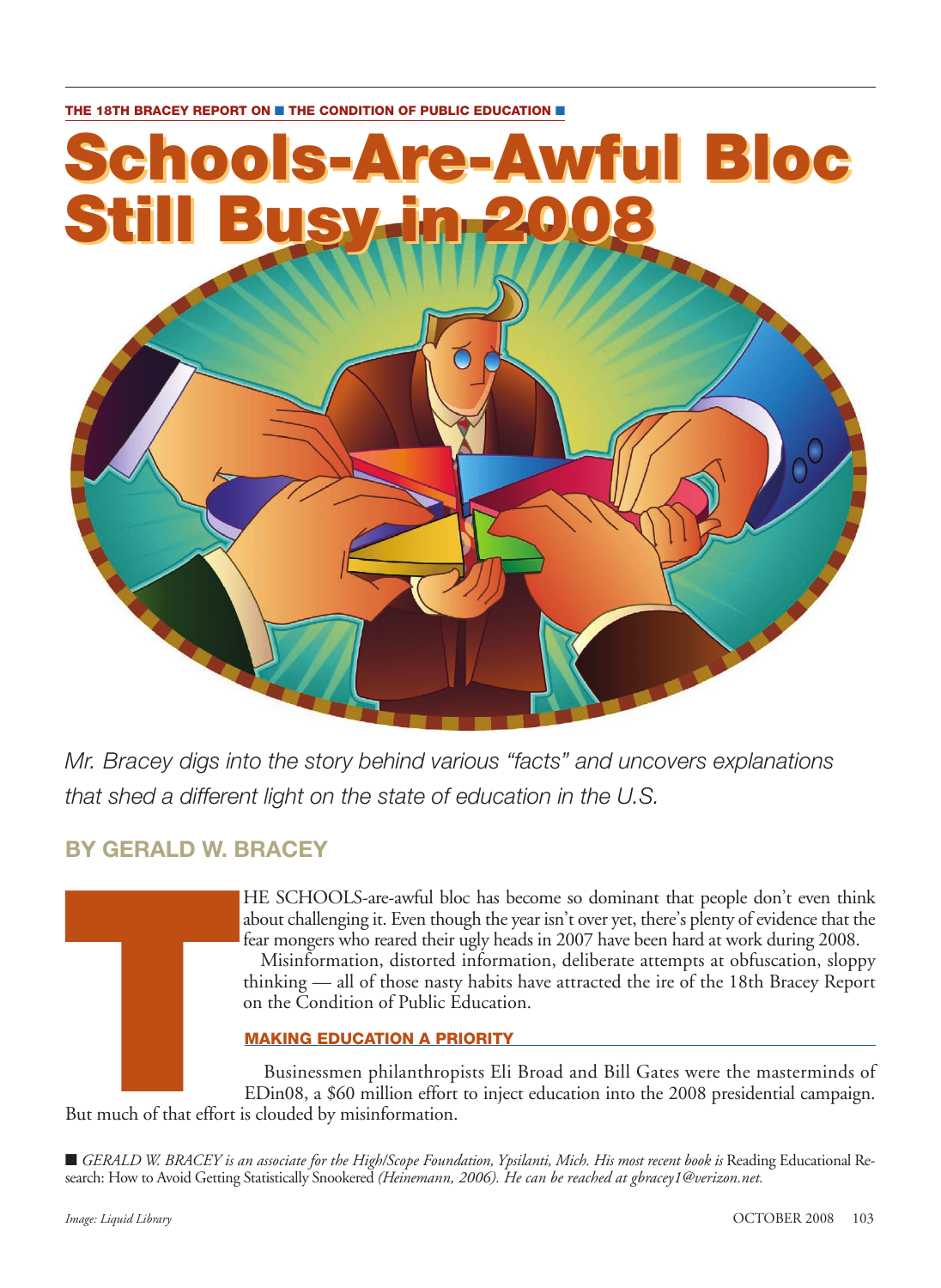THE 18TH BRACEY REPORT ON ■ THE CONDITION OF PUBLIC EDUCATION ■

# Schools-Are-Awful Bloc Still Busy in 2008

*Mr. Bracey digs into the story behind various "facts" and uncovers explanations that shed a different light on the state of education in the U.S.*

**BY GERALD W. BRACEY**

THE SCHOOLS-are-awful bloc has become so dominant that people don't even think about challenging it. Even though the year isn't over yet, there's plenty of evidence that the fear mongers who reared their ugly heads in 2007 have been hard at work during 2008.

Misinformation, distorted information, deliberate attempts at obfuscation, sloppy thinking — all of those nasty habits have attracted the ire of the 18th Bracey Report on the Condition of Public Education.

## MAKING EDUCATION A PRIORITY

Businessmen philanthropists Eli Broad and Bill Gates were the masterminds of EDin08, a $60 million effort to inject education into the 2008 presidential campaign. But much of that effort is clouded by misinformation.

■ *GERALD W. BRACEY is an associate for the High/Scope Foundation, Ypsilanti, Mich. His most recent book is* Reading Educational Research: How to Avoid Getting Statistically Snookered *(Heinemann, 2006). He can be reached at gbracey1@verizon.net.*

*Image: Liquid Library*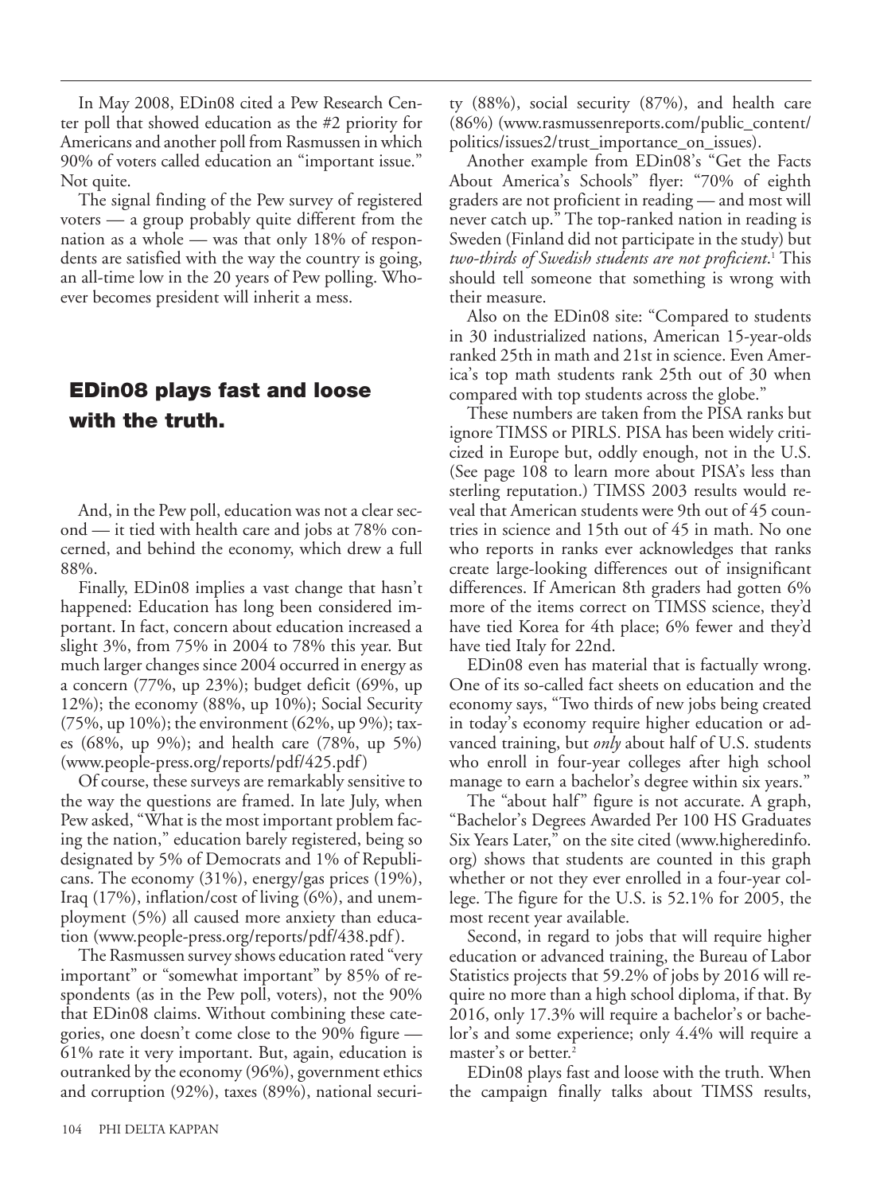In May 2008, EDin08 cited a Pew Research Center poll that showed education as the #2 priority for Americans and another poll from Rasmussen in which 90% of voters called education an "important issue." Not quite.

The signal finding of the Pew survey of registered voters — a group probably quite different from the nation as a whole — was that only 18% of respondents are satisfied with the way the country is going, an all-time low in the 20 years of Pew polling. Whoever becomes president will inherit a mess.

## EDin08 plays fast and loose with the truth.

And, in the Pew poll, education was not a clear second — it tied with health care and jobs at 78% concerned, and behind the economy, which drew a full 88%.

Finally, EDin08 implies a vast change that hasn't happened: Education has long been considered important. In fact, concern about education increased a slight 3%, from 75% in 2004 to 78% this year. But much larger changes since 2004 occurred in energy as a concern (77%, up 23%); budget deficit (69%, up 12%); the economy (88%, up 10%); Social Security (75%, up 10%); the environment (62%, up 9%); taxes (68%, up 9%); and health care (78%, up 5%) (www.people-press.org/reports/pdf/425.pdf)

Of course, these surveys are remarkably sensitive to the way the questions are framed. In late July, when Pew asked, "What is the most important problem facing the nation," education barely registered, being so designated by 5% of Democrats and 1% of Republicans. The economy (31%), energy/gas prices (19%), Iraq (17%), inflation/cost of living (6%), and unemployment (5%) all caused more anxiety than education (www.people-press.org/reports/pdf/438.pdf).

The Rasmussen survey shows education rated "very important" or "somewhat important" by 85% of respondents (as in the Pew poll, voters), not the 90% that EDin08 claims. Without combining these categories, one doesn't come close to the 90% figure — 61% rate it very important. But, again, education is outranked by the economy (96%), government ethics and corruption (92%), taxes (89%), national security (88%), social security (87%), and health care (86%) (www.rasmussenreports.com/public_content/politics/issues2/trust_importance_on_issues).

Another example from EDin08's "Get the Facts About America's Schools" flyer: "70% of eighth graders are not proficient in reading — and most will never catch up." The top-ranked nation in reading is Sweden (Finland did not participate in the study) but *two-thirds of Swedish students are not proficient*.[1] This should tell someone that something is wrong with their measure.

Also on the EDin08 site: "Compared to students in 30 industrialized nations, American 15-year-olds ranked 25th in math and 21st in science. Even America's top math students rank 25th out of 30 when compared with top students across the globe."

These numbers are taken from the PISA ranks but ignore TIMSS or PIRLS. PISA has been widely criticized in Europe but, oddly enough, not in the U.S. (See page 108 to learn more about PISA's less than sterling reputation.) TIMSS 2003 results would reveal that American students were 9th out of 45 countries in science and 15th out of 45 in math. No one who reports in ranks ever acknowledges that ranks create large-looking differences out of insignificant differences. If American 8th graders had gotten 6% more of the items correct on TIMSS science, they'd have tied Korea for 4th place; 6% fewer and they'd have tied Italy for 22nd.

EDin08 even has material that is factually wrong. One of its so-called fact sheets on education and the economy says, "Two thirds of new jobs being created in today's economy require higher education or advanced training, but *only* about half of U.S. students who enroll in four-year colleges after high school manage to earn a bachelor's degree within six years."

The "about half" figure is not accurate. A graph, "Bachelor's Degrees Awarded Per 100 HS Graduates Six Years Later," on the site cited (www.higheredinfo.org) shows that students are counted in this graph whether or not they ever enrolled in a four-year college. The figure for the U.S. is 52.1% for 2005, the most recent year available.

Second, in regard to jobs that will require higher education or advanced training, the Bureau of Labor Statistics projects that 59.2% of jobs by 2016 will require no more than a high school diploma, if that. By 2016, only 17.3% will require a bachelor's or bachelor's and some experience; only 4.4% will require a master's or better.[2]

EDin08 plays fast and loose with the truth. When the campaign finally talks about TIMSS results,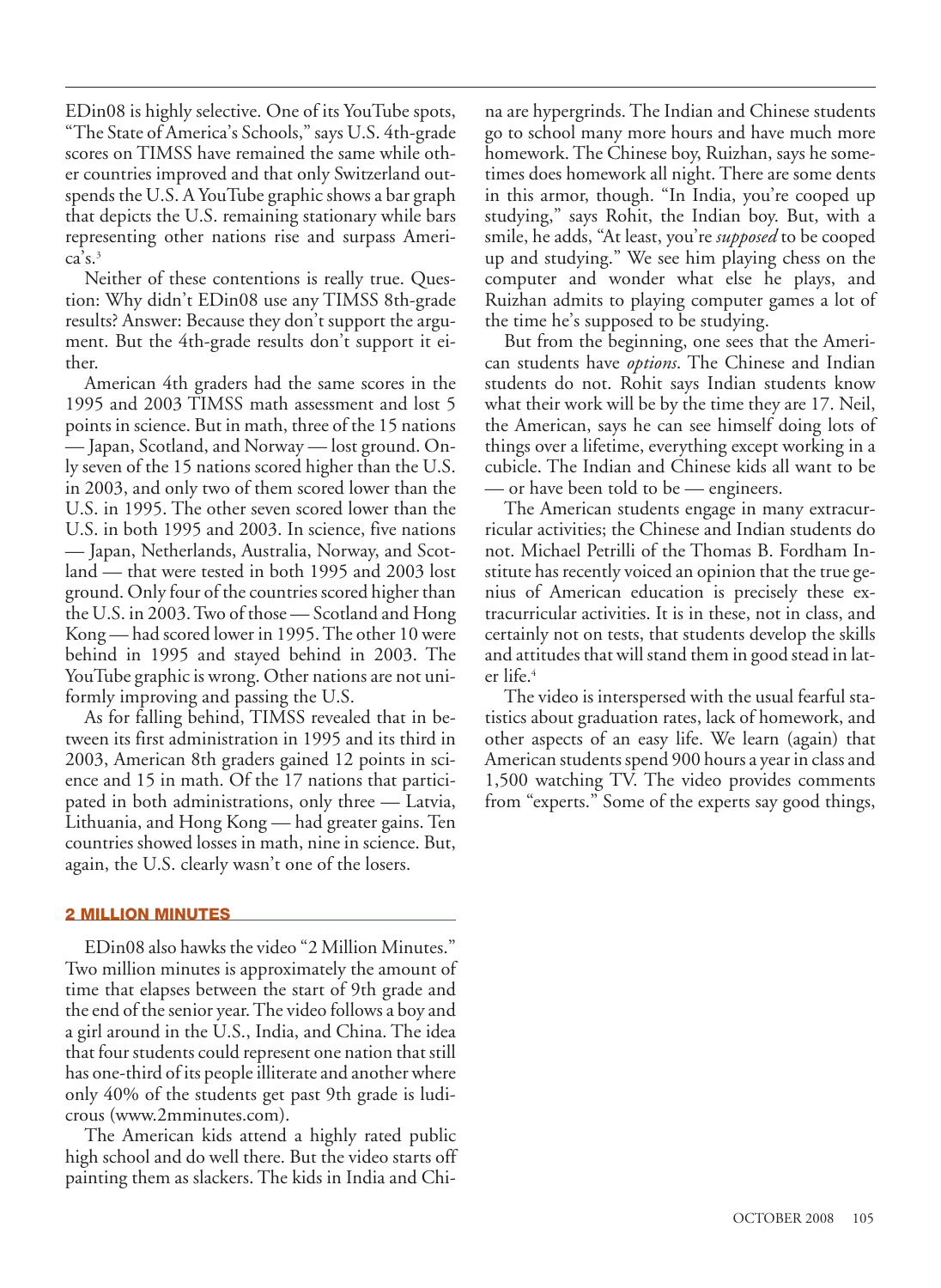EDin08 is highly selective. One of its YouTube spots, "The State of America's Schools," says U.S. 4th-grade scores on TIMSS have remained the same while other countries improved and that only Switzerland outspends the U.S. A YouTube graphic shows a bar graph that depicts the U.S. remaining stationary while bars representing other nations rise and surpass America's.[3]

Neither of these contentions is really true. Question: Why didn't EDin08 use any TIMSS 8th-grade results? Answer: Because they don't support the argument. But the 4th-grade results don't support it either.

American 4th graders had the same scores in the 1995 and 2003 TIMSS math assessment and lost 5 points in science. But in math, three of the 15 nations — Japan, Scotland, and Norway — lost ground. Only seven of the 15 nations scored higher than the U.S. in 2003, and only two of them scored lower than the U.S. in 1995. The other seven scored lower than the U.S. in both 1995 and 2003. In science, five nations — Japan, Netherlands, Australia, Norway, and Scotland — that were tested in both 1995 and 2003 lost ground. Only four of the countries scored higher than the U.S. in 2003. Two of those — Scotland and Hong Kong — had scored lower in 1995. The other 10 were behind in 1995 and stayed behind in 2003. The YouTube graphic is wrong. Other nations are not uniformly improving and passing the U.S.

As for falling behind, TIMSS revealed that in between its first administration in 1995 and its third in 2003, American 8th graders gained 12 points in science and 15 in math. Of the 17 nations that participated in both administrations, only three — Latvia, Lithuania, and Hong Kong — had greater gains. Ten countries showed losses in math, nine in science. But, again, the U.S. clearly wasn't one of the losers.

## 2 MILLION MINUTES

EDin08 also hawks the video "2 Million Minutes." Two million minutes is approximately the amount of time that elapses between the start of 9th grade and the end of the senior year. The video follows a boy and a girl around in the U.S., India, and China. The idea that four students could represent one nation that still has one-third of its people illiterate and another where only 40% of the students get past 9th grade is ludicrous (www.2mminutes.com).

The American kids attend a highly rated public high school and do well there. But the video starts off painting them as slackers. The kids in India and China are hypergrinds. The Indian and Chinese students go to school many more hours and have much more homework. The Chinese boy, Ruizhan, says he sometimes does homework all night. There are some dents in this armor, though. "In India, you're cooped up studying," says Rohit, the Indian boy. But, with a smile, he adds, "At least, you're *supposed* to be cooped up and studying." We see him playing chess on the computer and wonder what else he plays, and Ruizhan admits to playing computer games a lot of the time he's supposed to be studying.

But from the beginning, one sees that the American students have *options*. The Chinese and Indian students do not. Rohit says Indian students know what their work will be by the time they are 17. Neil, the American, says he can see himself doing lots of things over a lifetime, everything except working in a cubicle. The Indian and Chinese kids all want to be — or have been told to be — engineers.

The American students engage in many extracurricular activities; the Chinese and Indian students do not. Michael Petrilli of the Thomas B. Fordham Institute has recently voiced an opinion that the true genius of American education is precisely these extracurricular activities. It is in these, not in class, and certainly not on tests, that students develop the skills and attitudes that will stand them in good stead in later life.[4]

The video is interspersed with the usual fearful statistics about graduation rates, lack of homework, and other aspects of an easy life. We learn (again) that American students spend 900 hours a year in class and 1,500 watching TV. The video provides comments from "experts." Some of the experts say good things,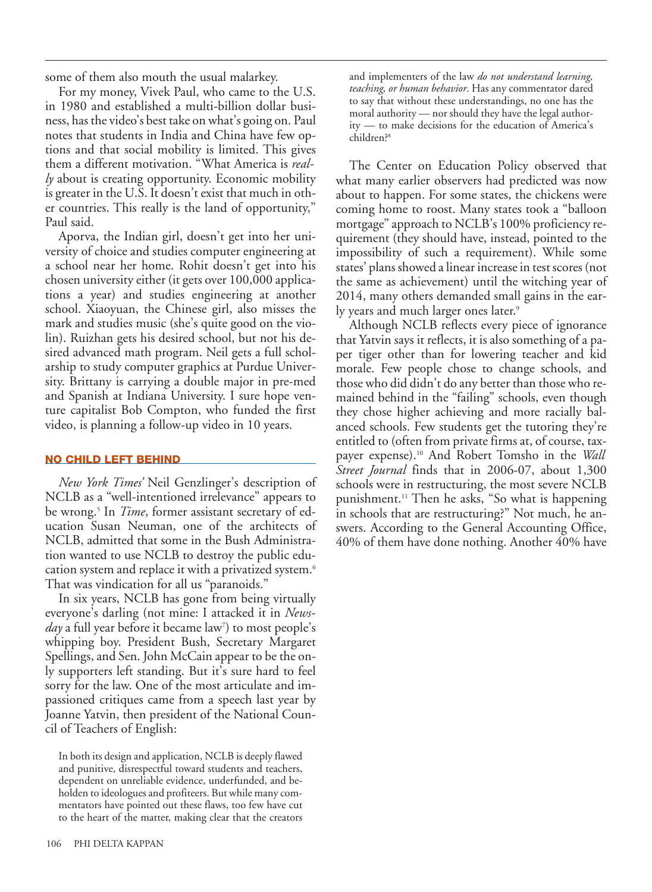some of them also mouth the usual malarkey.

For my money, Vivek Paul, who came to the U.S. in 1980 and established a multi-billion dollar business, has the video's best take on what's going on. Paul notes that students in India and China have few options and that social mobility is limited. This gives them a different motivation. "What America is *really* about is creating opportunity. Economic mobility is greater in the U.S. It doesn't exist that much in other countries. This really is the land of opportunity," Paul said.

Aporva, the Indian girl, doesn't get into her university of choice and studies computer engineering at a school near her home. Rohit doesn't get into his chosen university either (it gets over 100,000 applications a year) and studies engineering at another school. Xiaoyuan, the Chinese girl, also misses the mark and studies music (she's quite good on the violin). Ruizhan gets his desired school, but not his desired advanced math program. Neil gets a full scholarship to study computer graphics at Purdue University. Brittany is carrying a double major in pre-med and Spanish at Indiana University. I sure hope venture capitalist Bob Compton, who funded the first video, is planning a follow-up video in 10 years.

## NO CHILD LEFT BEHIND

*New York Times'* Neil Genzlinger's description of NCLB as a "well-intentioned irrelevance" appears to be wrong.[5] In *Time*, former assistant secretary of education Susan Neuman, one of the architects of NCLB, admitted that some in the Bush Administration wanted to use NCLB to destroy the public education system and replace it with a privatized system.[6] That was vindication for all us "paranoids."

In six years, NCLB has gone from being virtually everyone's darling (not mine: I attacked it in *Newsday* a full year before it became law[7]) to most people's whipping boy. President Bush, Secretary Margaret Spellings, and Sen. John McCain appear to be the only supporters left standing. But it's sure hard to feel sorry for the law. One of the most articulate and impassioned critiques came from a speech last year by Joanne Yatvin, then president of the National Council of Teachers of English:

> In both its design and application, NCLB is deeply flawed and punitive, disrespectful toward students and teachers, dependent on unreliable evidence, underfunded, and beholden to ideologues and profiteers. But while many commentators have pointed out these flaws, too few have cut to the heart of the matter, making clear that the creators and implementers of the law *do not understand learning, teaching, or human behavior*. Has any commentator dared to say that without these understandings, no one has the moral authority — nor should they have the legal authority — to make decisions for the education of America's children?[8]

The Center on Education Policy observed that what many earlier observers had predicted was now about to happen. For some states, the chickens were coming home to roost. Many states took a "balloon mortgage" approach to NCLB's 100% proficiency requirement (they should have, instead, pointed to the impossibility of such a requirement). While some states' plans showed a linear increase in test scores (not the same as achievement) until the witching year of 2014, many others demanded small gains in the early years and much larger ones later.[9]

Although NCLB reflects every piece of ignorance that Yatvin says it reflects, it is also something of a paper tiger other than for lowering teacher and kid morale. Few people chose to change schools, and those who did didn't do any better than those who remained behind in the "failing" schools, even though they chose higher achieving and more racially balanced schools. Few students get the tutoring they're entitled to (often from private firms at, of course, taxpayer expense).[10] And Robert Tomsho in the *Wall Street Journal* finds that in 2006-07, about 1,300 schools were in restructuring, the most severe NCLB punishment.[11] Then he asks, "So what is happening in schools that are restructuring?" Not much, he answers. According to the General Accounting Office, 40% of them have done nothing. Another 40% have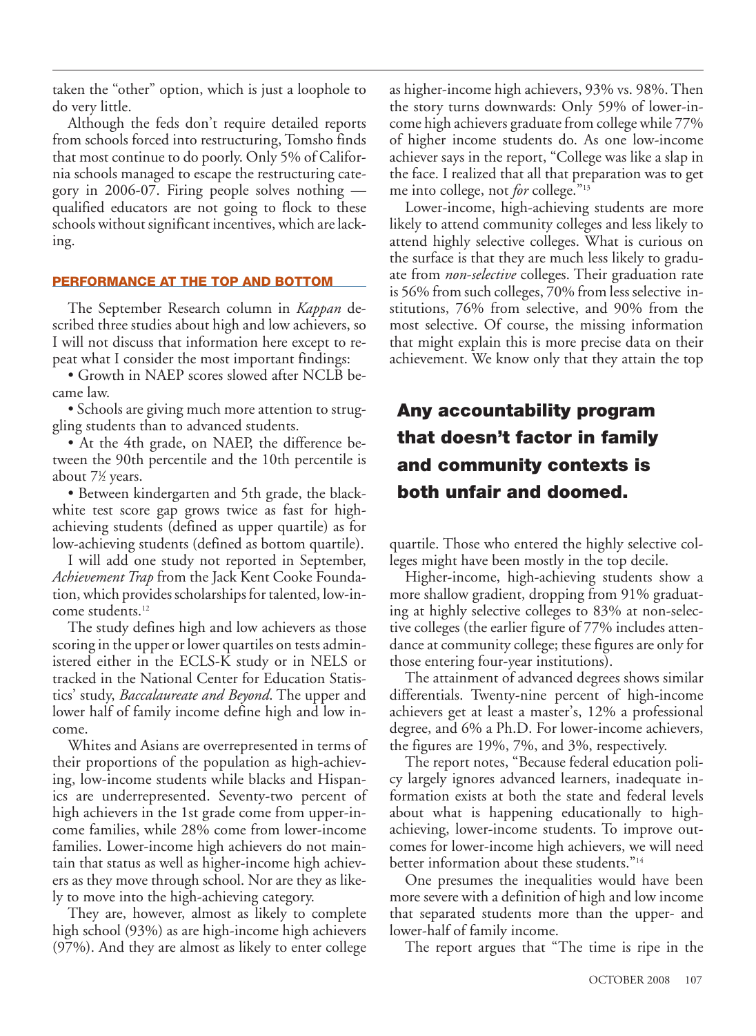taken the "other" option, which is just a loophole to do very little.

Although the feds don't require detailed reports from schools forced into restructuring, Tomsho finds that most continue to do poorly. Only 5% of California schools managed to escape the restructuring category in 2006-07. Firing people solves nothing — qualified educators are not going to flock to these schools without significant incentives, which are lacking.

## PERFORMANCE AT THE TOP AND BOTTOM

The September Research column in *Kappan* described three studies about high and low achievers, so I will not discuss that information here except to repeat what I consider the most important findings:

- Growth in NAEP scores slowed after NCLB became law.
- Schools are giving much more attention to struggling students than to advanced students.
- At the 4th grade, on NAEP, the difference between the 90th percentile and the 10th percentile is about 7½ years.
- Between kindergarten and 5th grade, the black-white test score gap grows twice as fast for high-achieving students (defined as upper quartile) as for low-achieving students (defined as bottom quartile).

I will add one study not reported in September, *Achievement Trap* from the Jack Kent Cooke Foundation, which provides scholarships for talented, low-income students.[12]

The study defines high and low achievers as those scoring in the upper or lower quartiles on tests administered either in the ECLS-K study or in NELS or tracked in the National Center for Education Statistics' study, *Baccalaureate and Beyond*. The upper and lower half of family income define high and low income.

Whites and Asians are overrepresented in terms of their proportions of the population as high-achieving, low-income students while blacks and Hispanics are underrepresented. Seventy-two percent of high achievers in the 1st grade come from upper-income families, while 28% come from lower-income families. Lower-income high achievers do not maintain that status as well as higher-income high achievers as they move through school. Nor are they as likely to move into the high-achieving category.

They are, however, almost as likely to complete high school (93%) as are high-income high achievers (97%). And they are almost as likely to enter college as higher-income high achievers, 93% vs. 98%. Then the story turns downwards: Only 59% of lower-income high achievers graduate from college while 77% of higher income students do. As one low-income achiever says in the report, "College was like a slap in the face. I realized that all that preparation was to get me into college, not *for* college."[13]

Lower-income, high-achieving students are more likely to attend community colleges and less likely to attend highly selective colleges. What is curious on the surface is that they are much less likely to graduate from *non-selective* colleges. Their graduation rate is 56% from such colleges, 70% from less selective institutions, 76% from selective, and 90% from the most selective. Of course, the missing information that might explain this is more precise data on their achievement. We know only that they attain the top quartile. Those who entered the highly selective colleges might have been mostly in the top decile.

**Any accountability program that doesn't factor in family and community contexts is both unfair and doomed.**

Higher-income, high-achieving students show a more shallow gradient, dropping from 91% graduating at highly selective colleges to 83% at non-selective colleges (the earlier figure of 77% includes attendance at community college; these figures are only for those entering four-year institutions).

The attainment of advanced degrees shows similar differentials. Twenty-nine percent of high-income achievers get at least a master's, 12% a professional degree, and 6% a Ph.D. For lower-income achievers, the figures are 19%, 7%, and 3%, respectively.

The report notes, "Because federal education policy largely ignores advanced learners, inadequate information exists at both the state and federal levels about what is happening educationally to high-achieving, lower-income students. To improve outcomes for lower-income high achievers, we will need better information about these students."[14]

One presumes the inequalities would have been more severe with a definition of high and low income that separated students more than the upper- and lower-half of family income.

The report argues that "The time is ripe in the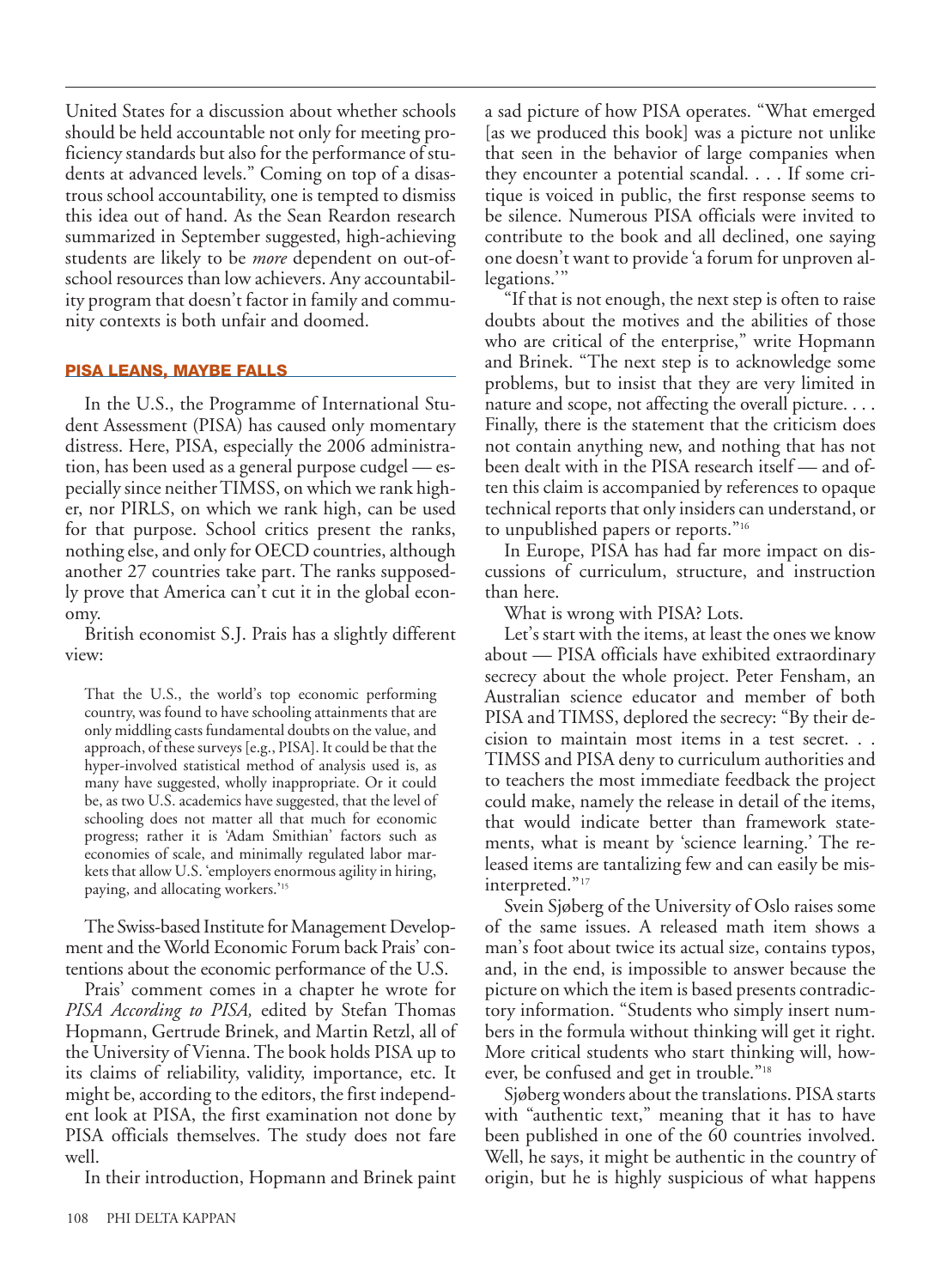United States for a discussion about whether schools should be held accountable not only for meeting proficiency standards but also for the performance of students at advanced levels." Coming on top of a disastrous school accountability, one is tempted to dismiss this idea out of hand. As the Sean Reardon research summarized in September suggested, high-achieving students are likely to be *more* dependent on out-of-school resources than low achievers. Any accountability program that doesn't factor in family and community contexts is both unfair and doomed.

## PISA LEANS, MAYBE FALLS

In the U.S., the Programme of International Student Assessment (PISA) has caused only momentary distress. Here, PISA, especially the 2006 administration, has been used as a general purpose cudgel — especially since neither TIMSS, on which we rank higher, nor PIRLS, on which we rank high, can be used for that purpose. School critics present the ranks, nothing else, and only for OECD countries, although another 27 countries take part. The ranks supposedly prove that America can't cut it in the global economy.

British economist S.J. Prais has a slightly different view:

> That the U.S., the world's top economic performing country, was found to have schooling attainments that are only middling casts fundamental doubts on the value, and approach, of these surveys [e.g., PISA]. It could be that the hyper-involved statistical method of analysis used is, as many have suggested, wholly inappropriate. Or it could be, as two U.S. academics have suggested, that the level of schooling does not matter all that much for economic progress; rather it is 'Adam Smithian' factors such as economies of scale, and minimally regulated labor markets that allow U.S. 'employers enormous agility in hiring, paying, and allocating workers.'[15]

The Swiss-based Institute for Management Development and the World Economic Forum back Prais' contentions about the economic performance of the U.S.

Prais' comment comes in a chapter he wrote for *PISA According to PISA,* edited by Stefan Thomas Hopmann, Gertrude Brinek, and Martin Retzl, all of the University of Vienna. The book holds PISA up to its claims of reliability, validity, importance, etc. It might be, according to the editors, the first independent look at PISA, the first examination not done by PISA officials themselves. The study does not fare well.

In their introduction, Hopmann and Brinek paint a sad picture of how PISA operates. "What emerged [as we produced this book] was a picture not unlike that seen in the behavior of large companies when they encounter a potential scandal. . . . If some critique is voiced in public, the first response seems to be silence. Numerous PISA officials were invited to contribute to the book and all declined, one saying one doesn't want to provide 'a forum for unproven allegations.'"

"If that is not enough, the next step is often to raise doubts about the motives and the abilities of those who are critical of the enterprise," write Hopmann and Brinek. "The next step is to acknowledge some problems, but to insist that they are very limited in nature and scope, not affecting the overall picture. . . . Finally, there is the statement that the criticism does not contain anything new, and nothing that has not been dealt with in the PISA research itself — and often this claim is accompanied by references to opaque technical reports that only insiders can understand, or to unpublished papers or reports."[16]

In Europe, PISA has had far more impact on discussions of curriculum, structure, and instruction than here.

What is wrong with PISA? Lots.

Let's start with the items, at least the ones we know about — PISA officials have exhibited extraordinary secrecy about the whole project. Peter Fensham, an Australian science educator and member of both PISA and TIMSS, deplored the secrecy: "By their decision to maintain most items in a test secret. . . TIMSS and PISA deny to curriculum authorities and to teachers the most immediate feedback the project could make, namely the release in detail of the items, that would indicate better than framework statements, what is meant by 'science learning.' The released items are tantalizing few and can easily be misinterpreted."[17]

Svein Sjøberg of the University of Oslo raises some of the same issues. A released math item shows a man's foot about twice its actual size, contains typos, and, in the end, is impossible to answer because the picture on which the item is based presents contradictory information. "Students who simply insert numbers in the formula without thinking will get it right. More critical students who start thinking will, however, be confused and get in trouble."[18]

Sjøberg wonders about the translations. PISA starts with "authentic text," meaning that it has to have been published in one of the 60 countries involved. Well, he says, it might be authentic in the country of origin, but he is highly suspicious of what happens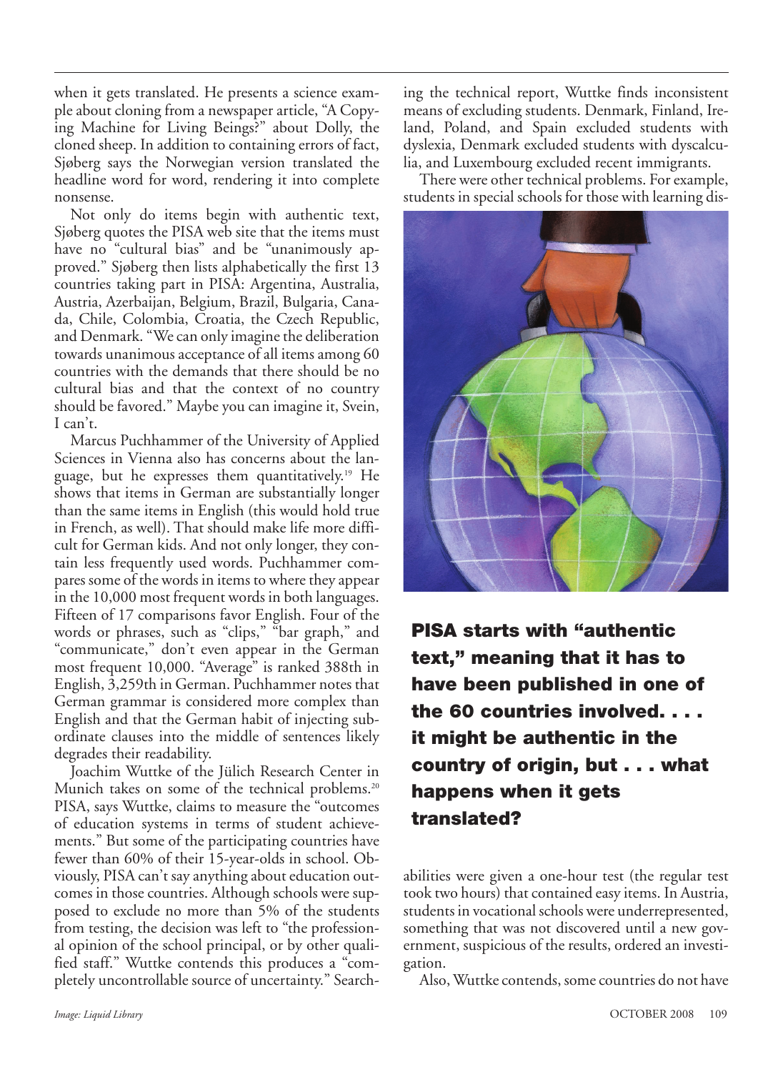when it gets translated. He presents a science example about cloning from a newspaper article, "A Copying Machine for Living Beings?" about Dolly, the cloned sheep. In addition to containing errors of fact, Sjøberg says the Norwegian version translated the headline word for word, rendering it into complete nonsense.

Not only do items begin with authentic text, Sjøberg quotes the PISA web site that the items must have no "cultural bias" and be "unanimously approved." Sjøberg then lists alphabetically the first 13 countries taking part in PISA: Argentina, Australia, Austria, Azerbaijan, Belgium, Brazil, Bulgaria, Canada, Chile, Colombia, Croatia, the Czech Republic, and Denmark. "We can only imagine the deliberation towards unanimous acceptance of all items among 60 countries with the demands that there should be no cultural bias and that the context of no country should be favored." Maybe you can imagine it, Svein, I can't.

Marcus Puchhammer of the University of Applied Sciences in Vienna also has concerns about the language, but he expresses them quantitatively.[19] He shows that items in German are substantially longer than the same items in English (this would hold true in French, as well). That should make life more difficult for German kids. And not only longer, they contain less frequently used words. Puchhammer compares some of the words in items to where they appear in the 10,000 most frequent words in both languages. Fifteen of 17 comparisons favor English. Four of the words or phrases, such as "clips," "bar graph," and "communicate," don't even appear in the German most frequent 10,000. "Average" is ranked 388th in English, 3,259th in German. Puchhammer notes that German grammar is considered more complex than English and that the German habit of injecting subordinate clauses into the middle of sentences likely degrades their readability.

Joachim Wuttke of the Jülich Research Center in Munich takes on some of the technical problems.[20] PISA, says Wuttke, claims to measure the "outcomes of education systems in terms of student achievements." But some of the participating countries have fewer than 60% of their 15-year-olds in school. Obviously, PISA can't say anything about education outcomes in those countries. Although schools were supposed to exclude no more than 5% of the students from testing, the decision was left to "the professional opinion of the school principal, or by other qualified staff." Wuttke contends this produces a "completely uncontrollable source of uncertainty." Searching the technical report, Wuttke finds inconsistent means of excluding students. Denmark, Finland, Ireland, Poland, and Spain excluded students with dyslexia, Denmark excluded students with dyscalculia, and Luxembourg excluded recent immigrants.

There were other technical problems. For example, students in special schools for those with learning disabilities were given a one-hour test (the regular test took two hours) that contained easy items. In Austria, students in vocational schools were underrepresented, something that was not discovered until a new government, suspicious of the results, ordered an investigation.

Also, Wuttke contends, some countries do not have

**PISA starts with "authentic text," meaning that it has to have been published in one of the 60 countries involved. . . . it might be authentic in the country of origin, but . . . what happens when it gets translated?**

*Image: Liquid Library*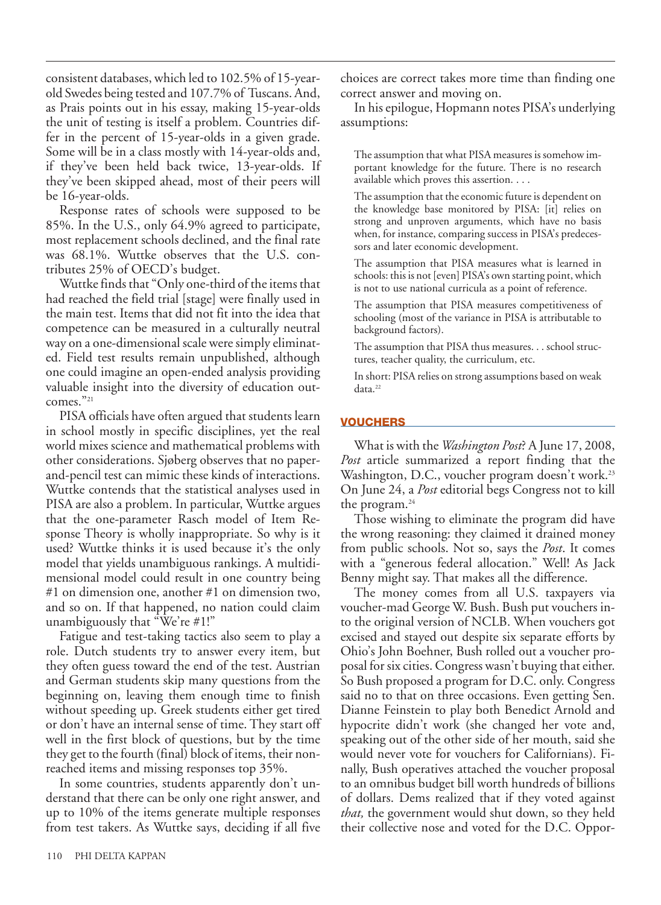consistent databases, which led to 102.5% of 15-year-old Swedes being tested and 107.7% of Tuscans. And, as Prais points out in his essay, making 15-year-olds the unit of testing is itself a problem. Countries differ in the percent of 15-year-olds in a given grade. Some will be in a class mostly with 14-year-olds and, if they've been held back twice, 13-year-olds. If they've been skipped ahead, most of their peers will be 16-year-olds.

Response rates of schools were supposed to be 85%. In the U.S., only 64.9% agreed to participate, most replacement schools declined, and the final rate was 68.1%. Wuttke observes that the U.S. contributes 25% of OECD's budget.

Wuttke finds that "Only one-third of the items that had reached the field trial [stage] were finally used in the main test. Items that did not fit into the idea that competence can be measured in a culturally neutral way on a one-dimensional scale were simply eliminated. Field test results remain unpublished, although one could imagine an open-ended analysis providing valuable insight into the diversity of education outcomes."[21]

PISA officials have often argued that students learn in school mostly in specific disciplines, yet the real world mixes science and mathematical problems with other considerations. Sjøberg observes that no paper-and-pencil test can mimic these kinds of interactions. Wuttke contends that the statistical analyses used in PISA are also a problem. In particular, Wuttke argues that the one-parameter Rasch model of Item Response Theory is wholly inappropriate. So why is it used? Wuttke thinks it is used because it's the only model that yields unambiguous rankings. A multidimensional model could result in one country being #1 on dimension one, another #1 on dimension two, and so on. If that happened, no nation could claim unambiguously that "We're #1!"

Fatigue and test-taking tactics also seem to play a role. Dutch students try to answer every item, but they often guess toward the end of the test. Austrian and German students skip many questions from the beginning on, leaving them enough time to finish without speeding up. Greek students either get tired or don't have an internal sense of time. They start off well in the first block of questions, but by the time they get to the fourth (final) block of items, their non-reached items and missing responses top 35%.

In some countries, students apparently don't understand that there can be only one right answer, and up to 10% of the items generate multiple responses from test takers. As Wuttke says, deciding if all five choices are correct takes more time than finding one correct answer and moving on.

In his epilogue, Hopmann notes PISA's underlying assumptions:

> The assumption that what PISA measures is somehow important knowledge for the future. There is no research available which proves this assertion. . . .
>
> The assumption that the economic future is dependent on the knowledge base monitored by PISA: [it] relies on strong and unproven arguments, which have no basis when, for instance, comparing success in PISA's predecessors and later economic development.
>
> The assumption that PISA measures what is learned in schools: this is not [even] PISA's own starting point, which is not to use national curricula as a point of reference.
>
> The assumption that PISA measures competitiveness of schooling (most of the variance in PISA is attributable to background factors).
>
> The assumption that PISA thus measures. . . school structures, teacher quality, the curriculum, etc.
>
> In short: PISA relies on strong assumptions based on weak data.[22]

## VOUCHERS

What is with the *Washington Post*? A June 17, 2008, *Post* article summarized a report finding that the Washington, D.C., voucher program doesn't work.[23] On June 24, a *Post* editorial begs Congress not to kill the program.[24]

Those wishing to eliminate the program did have the wrong reasoning: they claimed it drained money from public schools. Not so, says the *Post*. It comes with a "generous federal allocation." Well! As Jack Benny might say. That makes all the difference.

The money comes from all U.S. taxpayers via voucher-mad George W. Bush. Bush put vouchers into the original version of NCLB. When vouchers got excised and stayed out despite six separate efforts by Ohio's John Boehner, Bush rolled out a voucher proposal for six cities. Congress wasn't buying that either. So Bush proposed a program for D.C. only. Congress said no to that on three occasions. Even getting Sen. Dianne Feinstein to play both Benedict Arnold and hypocrite didn't work (she changed her vote and, speaking out of the other side of her mouth, said she would never vote for vouchers for Californians). Finally, Bush operatives attached the voucher proposal to an omnibus budget bill worth hundreds of billions of dollars. Dems realized that if they voted against *that,* the government would shut down, so they held their collective nose and voted for the D.C. Oppor-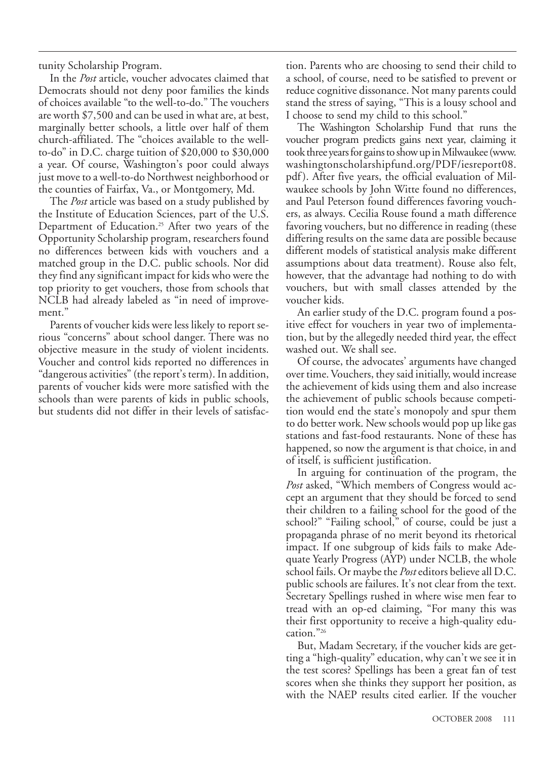tunity Scholarship Program.

In the *Post* article, voucher advocates claimed that Democrats should not deny poor families the kinds of choices available "to the well-to-do." The vouchers are worth $7,500 and can be used in what are, at best, marginally better schools, a little over half of them church-affiliated. The "choices available to the well-to-do" in D.C. charge tuition of $20,000 to $30,000 a year. Of course, Washington's poor could always just move to a well-to-do Northwest neighborhood or the counties of Fairfax, Va., or Montgomery, Md.

The *Post* article was based on a study published by the Institute of Education Sciences, part of the U.S. Department of Education.[25] After two years of the Opportunity Scholarship program, researchers found no differences between kids with vouchers and a matched group in the D.C. public schools. Nor did they find any significant impact for kids who were the top priority to get vouchers, those from schools that NCLB had already labeled as "in need of improvement."

Parents of voucher kids were less likely to report serious "concerns" about school danger. There was no objective measure in the study of violent incidents. Voucher and control kids reported no differences in "dangerous activities" (the report's term). In addition, parents of voucher kids were more satisfied with the schools than were parents of kids in public schools, but students did not differ in their levels of satisfaction. Parents who are choosing to send their child to a school, of course, need to be satisfied to prevent or reduce cognitive dissonance. Not many parents could stand the stress of saying, "This is a lousy school and I choose to send my child to this school."

The Washington Scholarship Fund that runs the voucher program predicts gains next year, claiming it took three years for gains to show up in Milwaukee (www.washingtonscholarshipfund.org/PDF/iesreport08.pdf). After five years, the official evaluation of Milwaukee schools by John Witte found no differences, and Paul Peterson found differences favoring vouchers, as always. Cecilia Rouse found a math difference favoring vouchers, but no difference in reading (these differing results on the same data are possible because different models of statistical analysis make different assumptions about data treatment). Rouse also felt, however, that the advantage had nothing to do with vouchers, but with small classes attended by the voucher kids.

An earlier study of the D.C. program found a positive effect for vouchers in year two of implementation, but by the allegedly needed third year, the effect washed out. We shall see.

Of course, the advocates' arguments have changed over time. Vouchers, they said initially, would increase the achievement of kids using them and also increase the achievement of public schools because competition would end the state's monopoly and spur them to do better work. New schools would pop up like gas stations and fast-food restaurants. None of these has happened, so now the argument is that choice, in and of itself, is sufficient justification.

In arguing for continuation of the program, the *Post* asked, "Which members of Congress would accept an argument that they should be forced to send their children to a failing school for the good of the school?" "Failing school," of course, could be just a propaganda phrase of no merit beyond its rhetorical impact. If one subgroup of kids fails to make Adequate Yearly Progress (AYP) under NCLB, the whole school fails. Or maybe the *Post* editors believe all D.C. public schools are failures. It's not clear from the text. Secretary Spellings rushed in where wise men fear to tread with an op-ed claiming, "For many this was their first opportunity to receive a high-quality education."[26]

But, Madam Secretary, if the voucher kids are getting a "high-quality" education, why can't we see it in the test scores? Spellings has been a great fan of test scores when she thinks they support her position, as with the NAEP results cited earlier. If the voucher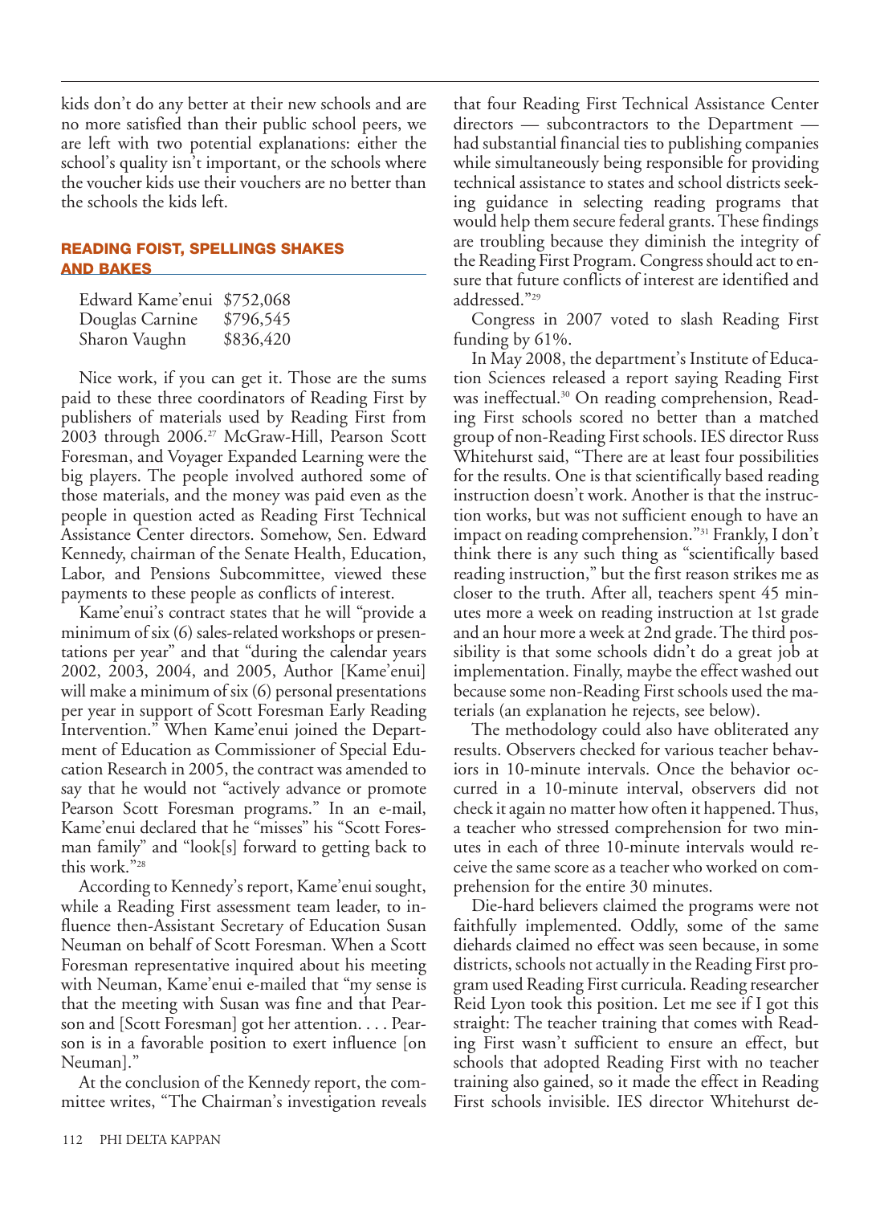kids don't do any better at their new schools and are no more satisfied than their public school peers, we are left with two potential explanations: either the school's quality isn't important, or the schools where the voucher kids use their vouchers are no better than the schools the kids left.

### READING FOIST, SPELLINGS SHAKES AND BAKES

| | |
|---|---|
| Edward Kame'enui | \$752,068 |
| Douglas Carnine | \$796,545 |
| Sharon Vaughn | \$836,420 |

Nice work, if you can get it. Those are the sums paid to these three coordinators of Reading First by publishers of materials used by Reading First from 2003 through 2006.[27] McGraw-Hill, Pearson Scott Foresman, and Voyager Expanded Learning were the big players. The people involved authored some of those materials, and the money was paid even as the people in question acted as Reading First Technical Assistance Center directors. Somehow, Sen. Edward Kennedy, chairman of the Senate Health, Education, Labor, and Pensions Subcommittee, viewed these payments to these people as conflicts of interest.

Kame'enui's contract states that he will "provide a minimum of six (6) sales-related workshops or presentations per year" and that "during the calendar years 2002, 2003, 2004, and 2005, Author [Kame'enui] will make a minimum of six (6) personal presentations per year in support of Scott Foresman Early Reading Intervention." When Kame'enui joined the Department of Education as Commissioner of Special Education Research in 2005, the contract was amended to say that he would not "actively advance or promote Pearson Scott Foresman programs." In an e-mail, Kame'enui declared that he "misses" his "Scott Foresman family" and "look[s] forward to getting back to this work."[28]

According to Kennedy's report, Kame'enui sought, while a Reading First assessment team leader, to influence then-Assistant Secretary of Education Susan Neuman on behalf of Scott Foresman. When a Scott Foresman representative inquired about his meeting with Neuman, Kame'enui e-mailed that "my sense is that the meeting with Susan was fine and that Pearson and [Scott Foresman] got her attention. . . . Pearson is in a favorable position to exert influence [on Neuman]."

At the conclusion of the Kennedy report, the committee writes, "The Chairman's investigation reveals that four Reading First Technical Assistance Center directors — subcontractors to the Department — had substantial financial ties to publishing companies while simultaneously being responsible for providing technical assistance to states and school districts seeking guidance in selecting reading programs that would help them secure federal grants. These findings are troubling because they diminish the integrity of the Reading First Program. Congress should act to ensure that future conflicts of interest are identified and addressed."[29]

Congress in 2007 voted to slash Reading First funding by 61%.

In May 2008, the department's Institute of Education Sciences released a report saying Reading First was ineffectual.[30] On reading comprehension, Reading First schools scored no better than a matched group of non-Reading First schools. IES director Russ Whitehurst said, "There are at least four possibilities for the results. One is that scientifically based reading instruction doesn't work. Another is that the instruction works, but was not sufficient enough to have an impact on reading comprehension."[31] Frankly, I don't think there is any such thing as "scientifically based reading instruction," but the first reason strikes me as closer to the truth. After all, teachers spent 45 minutes more a week on reading instruction at 1st grade and an hour more a week at 2nd grade. The third possibility is that some schools didn't do a great job at implementation. Finally, maybe the effect washed out because some non-Reading First schools used the materials (an explanation he rejects, see below).

The methodology could also have obliterated any results. Observers checked for various teacher behaviors in 10-minute intervals. Once the behavior occurred in a 10-minute interval, observers did not check it again no matter how often it happened. Thus, a teacher who stressed comprehension for two minutes in each of three 10-minute intervals would receive the same score as a teacher who worked on comprehension for the entire 30 minutes.

Die-hard believers claimed the programs were not faithfully implemented. Oddly, some of the same diehards claimed no effect was seen because, in some districts, schools not actually in the Reading First program used Reading First curricula. Reading researcher Reid Lyon took this position. Let me see if I got this straight: The teacher training that comes with Reading First wasn't sufficient to ensure an effect, but schools that adopted Reading First with no teacher training also gained, so it made the effect in Reading First schools invisible. IES director Whitehurst de-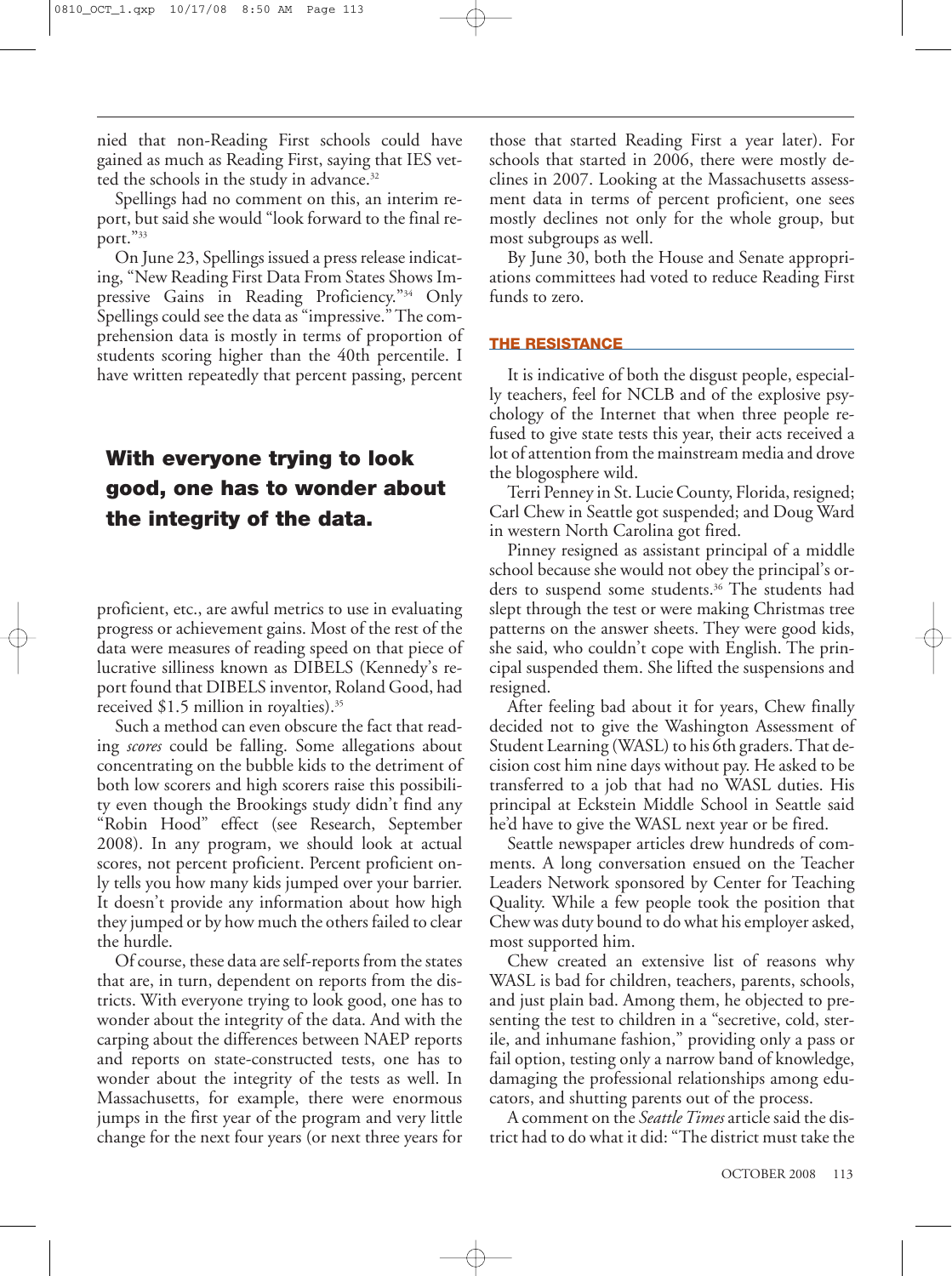nied that non-Reading First schools could have gained as much as Reading First, saying that IES vetted the schools in the study in advance.[32]

Spellings had no comment on this, an interim report, but said she would "look forward to the final report."[33]

On June 23, Spellings issued a press release indicating, "New Reading First Data From States Shows Impressive Gains in Reading Proficiency."[34] Only Spellings could see the data as "impressive." The comprehension data is mostly in terms of proportion of students scoring higher than the 40th percentile. I have written repeatedly that percent passing, percent proficient, etc., are awful metrics to use in evaluating progress or achievement gains. Most of the rest of the data were measures of reading speed on that piece of lucrative silliness known as DIBELS (Kennedy's report found that DIBELS inventor, Roland Good, had received $1.5 million in royalties).[35]

**With everyone trying to look good, one has to wonder about the integrity of the data.**

Such a method can even obscure the fact that reading *scores* could be falling. Some allegations about concentrating on the bubble kids to the detriment of both low scorers and high scorers raise this possibility even though the Brookings study didn't find any "Robin Hood" effect (see Research, September 2008). In any program, we should look at actual scores, not percent proficient. Percent proficient only tells you how many kids jumped over your barrier. It doesn't provide any information about how high they jumped or by how much the others failed to clear the hurdle.

Of course, these data are self-reports from the states that are, in turn, dependent on reports from the districts. With everyone trying to look good, one has to wonder about the integrity of the data. And with the carping about the differences between NAEP reports and reports on state-constructed tests, one has to wonder about the integrity of the tests as well. In Massachusetts, for example, there were enormous jumps in the first year of the program and very little change for the next four years (or next three years for those that started Reading First a year later). For schools that started in 2006, there were mostly declines in 2007. Looking at the Massachusetts assessment data in terms of percent proficient, one sees mostly declines not only for the whole group, but most subgroups as well.

By June 30, both the House and Senate appropriations committees had voted to reduce Reading First funds to zero.

## THE RESISTANCE

It is indicative of both the disgust people, especially teachers, feel for NCLB and of the explosive psychology of the Internet that when three people refused to give state tests this year, their acts received a lot of attention from the mainstream media and drove the blogosphere wild.

Terri Penney in St. Lucie County, Florida, resigned; Carl Chew in Seattle got suspended; and Doug Ward in western North Carolina got fired.

Pinney resigned as assistant principal of a middle school because she would not obey the principal's orders to suspend some students.[36] The students had slept through the test or were making Christmas tree patterns on the answer sheets. They were good kids, she said, who couldn't cope with English. The principal suspended them. She lifted the suspensions and resigned.

After feeling bad about it for years, Chew finally decided not to give the Washington Assessment of Student Learning (WASL) to his 6th graders. That decision cost him nine days without pay. He asked to be transferred to a job that had no WASL duties. His principal at Eckstein Middle School in Seattle said he'd have to give the WASL next year or be fired.

Seattle newspaper articles drew hundreds of comments. A long conversation ensued on the Teacher Leaders Network sponsored by Center for Teaching Quality. While a few people took the position that Chew was duty bound to do what his employer asked, most supported him.

Chew created an extensive list of reasons why WASL is bad for children, teachers, parents, schools, and just plain bad. Among them, he objected to presenting the test to children in a "secretive, cold, sterile, and inhumane fashion," providing only a pass or fail option, testing only a narrow band of knowledge, damaging the professional relationships among educators, and shutting parents out of the process.

A comment on the *Seattle Times* article said the district had to do what it did: "The district must take the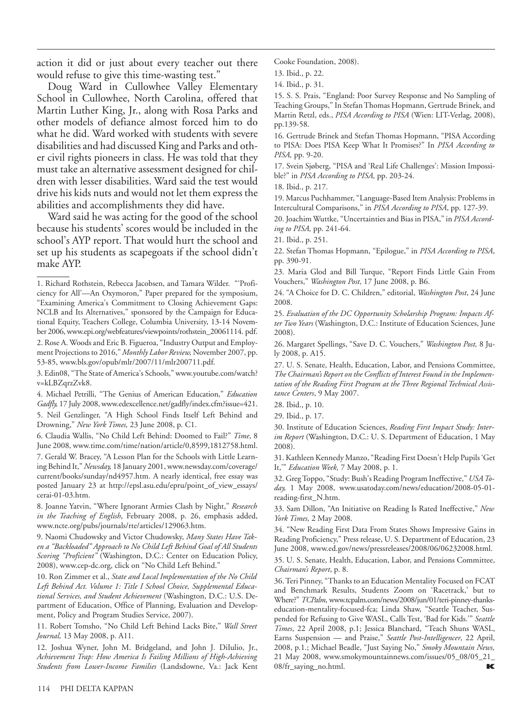action it did or just about every teacher out there would refuse to give this time-wasting test."

Doug Ward in Cullowhee Valley Elementary School in Cullowhee, North Carolina, offered that Martin Luther King, Jr., along with Rosa Parks and other models of defiance almost forced him to do what he did. Ward worked with students with severe disabilities and had discussed King and Parks and other civil rights pioneers in class. He was told that they must take an alternative assessment designed for children with lesser disabilities. Ward said the test would drive his kids nuts and would not let them express the abilities and accomplishments they did have.

Ward said he was acting for the good of the school because his students' scores would be included in the school's AYP report. That would hurt the school and set up his students as scapegoats if the school didn't make AYP.

---

1. Richard Rothstein, Rebecca Jacobsen, and Tamara Wilder. "'Proficiency for All'—An Oxymoron," Paper prepared for the symposium, "Examining America's Commitment to Closing Achievement Gaps: NCLB and Its Alternatives," sponsored by the Campaign for Educational Equity, Teachers College, Columbia University, 13-14 November 2006, www.epi.org/webfeatures/viewpoints/rothstein_20061114. pdf.

2. Rose A. Woods and Eric B. Figueroa, "Industry Output and Employment Projections to 2016," *Monthly Labor Review,* November 2007, pp. 53-85, www.bls.gov/opub/mlr/2007/11/mlr200711.pdf.

3. Edin08, "The State of America's Schools," www.youtube.com/watch?v=kLBZqrzZvk8.

4. Michael Petrilli, "The Genius of American Education," *Education Gadfly,* 17 July 2008, www.edexcellence.net/gadfly/index.cfm?issue=421.

5. Neil Genzlinger, "A High School Finds Itself Left Behind and Drowning," *New York Times,* 23 June 2008, p. C1.

6. Claudia Wallis, "No Child Left Behind: Doomed to Fail?" *Time*, 8 June 2008, www.time.com/time/nation/article/0,8599,1812758.html.

7. Gerald W. Bracey, "A Lesson Plan for the Schools with Little Learning Behind It," *Newsday,* 18 January 2001, www.newsday.com/coverage/current/books/sunday/nd4957.htm. A nearly identical, free essay was posted January 23 at http://epsl.asu.edu/epru/point_of_view_essays/cerai-01-03.htm.

8. Joanne Yatvin, "Where Ignorant Armies Clash by Night," *Research in the Teaching of English*, February 2008, p. 26, emphasis added, www.ncte.org/pubs/journals/rte/articles/129063.htm.

9. Naomi Chudowsky and Victor Chudowsky, *Many States Have Taken a "Backloaded" Approach to No Child Left Behind Goal of All Students Scoring "Proficient"* (Washington, D.C.: Center on Education Policy, 2008), www.cep-dc.org, click on "No Child Left Behind."

10. Ron Zimmer et al., *State and Local Implementation of the No Child Left Behind Act. Volume 1: Title I School Choice, Supplemental Educational Services, and Student Achievement* (Washington, D.C.: U.S. Department of Education, Office of Planning, Evaluation and Development, Policy and Program Studies Service, 2007).

11. Robert Tomsho, "No Child Left Behind Lacks Bite," *Wall Street Journal,* 13 May 2008, p. A11.

12. Joshua Wyner, John M. Bridgeland, and John J. DiIulio, Jr., *Achievement Trap: How America Is Failing Millions of High-Achieving Students from Lower-Income Families* (Landsdowne, Va.: Jack Kent Cooke Foundation, 2008).

13. Ibid., p. 22.

14. Ibid., p. 31.

15. S. S. Prais, "England: Poor Survey Response and No Sampling of Teaching Groups," In Stefan Thomas Hopmann, Gertrude Brinek, and Martin Retzl, eds., *PISA According to PISA* (Wien: LIT-Verlag, 2008), pp.139-58.

16. Gertrude Brinek and Stefan Thomas Hopmann, "PISA According to PISA: Does PISA Keep What It Promises?" In *PISA According to PISA,* pp. 9-20.

17. Svein Sjøberg, "PISA and 'Real Life Challenges': Mission Impossible?" in *PISA According to PISA,* pp. 203-24.

18. Ibid., p. 217.

19. Marcus Puchhammer, "Language-Based Item Analysis: Problems in Intercultural Comparisons," in *PISA According to PISA*, pp. 127-39.

20. Joachim Wuttke, "Uncertainties and Bias in PISA," in *PISA According to PISA,* pp. 241-64.

21. Ibid., p. 251.

22. Stefan Thomas Hopmann, "Epilogue," in *PISA According to PISA*, pp. 390-91.

23. Maria Glod and Bill Turque, "Report Finds Little Gain From Vouchers," *Washington Post,* 17 June 2008, p. B6.

24. "A Choice for D. C. Children," editorial, *Washington Post*, 24 June 2008.

25. *Evaluation of the DC Opportunity Scholarship Program: Impacts After Two Years* (Washington, D.C.: Institute of Education Sciences, June 2008).

26. Margaret Spellings, "Save D. C. Vouchers," *Washington Post,* 8 July 2008, p. A15.

27. U. S. Senate, Health, Education, Labor, and Pensions Committee, *The Chairman's Report on the Conflicts of Interest Found in the Implementation of the Reading First Program at the Three Regional Technical Assistance Centers*, 9 May 2007.

28. Ibid., p. 10.

29. Ibid., p. 17.

30. Institute of Education Sciences, *Reading First Impact Study: Interim Report* (Washington, D.C.: U. S. Department of Education, 1 May 2008).

31. Kathleen Kennedy Manzo, "Reading First Doesn't Help Pupils 'Get It,'" *Education Week,* 7 May 2008, p. 1.

32. Greg Toppo, "Study: Bush's Reading Program Ineffective," *USA Today,* 1 May 2008, www.usatoday.com/news/education/2008-05-01-reading-first_N.htm.

33. Sam Dillon, "An Initiative on Reading Is Rated Ineffective," *New York Times,* 2 May 2008.

34. "New Reading First Data From States Shows Impressive Gains in Reading Proficiency," Press release, U. S. Department of Education, 23 June 2008, www.ed.gov/news/pressreleases/2008/06/06232008.html.

35. U. S. Senate, Health, Education, Labor, and Pensions Committee, *Chairman's Report*, p. 8.

36. Teri Pinney, "Thanks to an Education Mentality Focused on FCAT and Benchmark Results, Students Zoom on 'Racetrack,' but to Where?" *TCPalm*, www.tcpalm.com/news/2008/jun/01/teri-pinney-thanks-education-mentality-focused-fca; Linda Shaw, "Seattle Teacher, Suspended for Refusing to Give WASL, Calls Test, 'Bad for Kids.'" *Seattle Times*, 22 April 2008, p.1; Jessica Blanchard, "Teach Shuns WASL, Earns Suspension — and Praise," *Seattle Post-Intelligencer*, 22 April, 2008, p.1.; Michael Beadle, "Just Saying No," *Smoky Mountain News,* 21 May 2008, www.smokymountainnews.com/issues/05_08/05_21_08/fr_saying_no.html.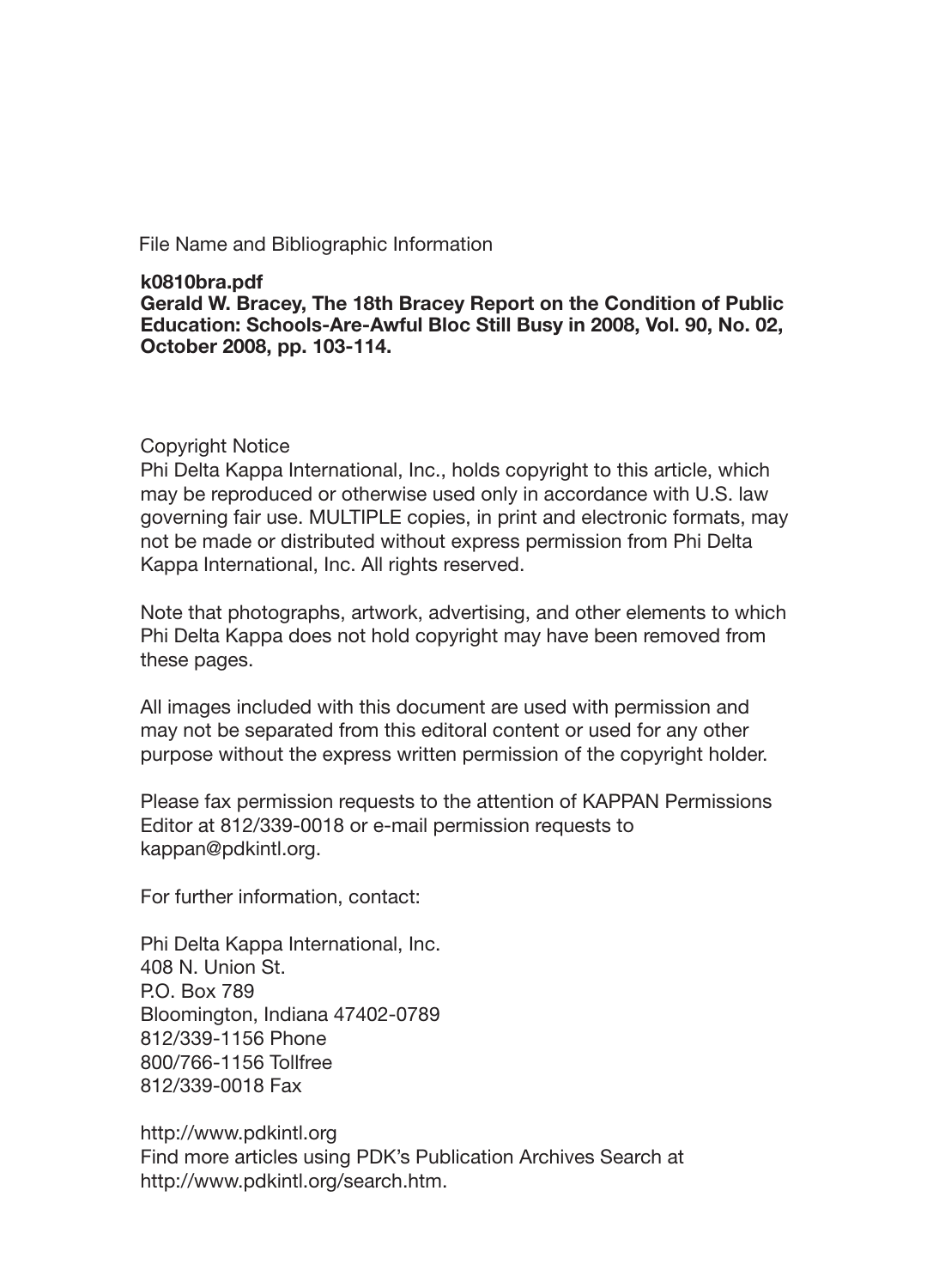File Name and Bibliographic Information

**k0810bra.pdf**
**Gerald W. Bracey, The 18th Bracey Report on the Condition of Public Education: Schools-Are-Awful Bloc Still Busy in 2008, Vol. 90, No. 02, October 2008, pp. 103-114.**

Copyright Notice
Phi Delta Kappa International, Inc., holds copyright to this article, which may be reproduced or otherwise used only in accordance with U.S. law governing fair use. MULTIPLE copies, in print and electronic formats, may not be made or distributed without express permission from Phi Delta Kappa International, Inc. All rights reserved.

Note that photographs, artwork, advertising, and other elements to which Phi Delta Kappa does not hold copyright may have been removed from these pages.

All images included with this document are used with permission and may not be separated from this editoral content or used for any other purpose without the express written permission of the copyright holder.

Please fax permission requests to the attention of KAPPAN Permissions Editor at 812/339-0018 or e-mail permission requests to kappan@pdkintl.org.

For further information, contact:

Phi Delta Kappa International, Inc.
408 N. Union St.
P.O. Box 789
Bloomington, Indiana 47402-0789
812/339-1156 Phone
800/766-1156 Tollfree
812/339-0018 Fax

http://www.pdkintl.org
Find more articles using PDK's Publication Archives Search at http://www.pdkintl.org/search.htm.